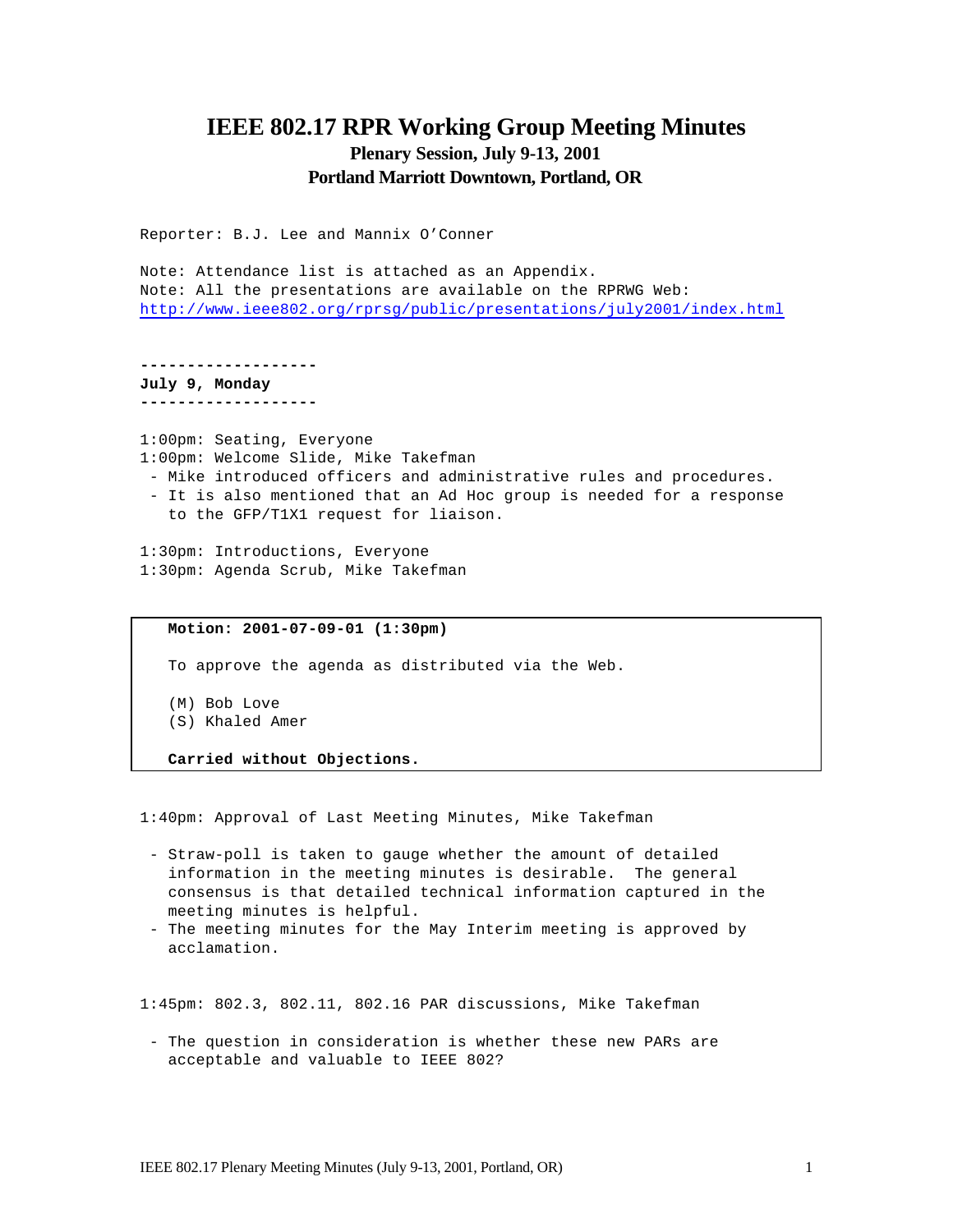# IEEE 802.17 RPR Working Group Meeting Minutes

## Plenary Session, July 9-13, 2001

## Portland Marriott Downtown, Portland, OR

Reporter: B.J. Lee and Mannix O'Conner

Note: Attendance list is attached as an Appendix.
Note: All the presentations are available on the RPRWG Web: http://www.ieee802.org/rprsg/public/presentations/july2001/index.html

-------------------
**July 9, Monday**
-------------------

1:00pm: Seating, Everyone
1:00pm: Welcome Slide, Mike Takefman

- Mike introduced officers and administrative rules and procedures.
- It is also mentioned that an Ad Hoc group is needed for a response to the GFP/T1X1 request for liaison.

1:30pm: Introductions, Everyone
1:30pm: Agenda Scrub, Mike Takefman

> **Motion: 2001-07-09-01 (1:30pm)**
>
> To approve the agenda as distributed via the Web.
>
> (M) Bob Love
> (S) Khaled Amer
>
> **Carried without Objections.**

1:40pm: Approval of Last Meeting Minutes, Mike Takefman

- Straw-poll is taken to gauge whether the amount of detailed information in the meeting minutes is desirable. The general consensus is that detailed technical information captured in the meeting minutes is helpful.
- The meeting minutes for the May Interim meeting is approved by acclamation.

1:45pm: 802.3, 802.11, 802.16 PAR discussions, Mike Takefman

- The question in consideration is whether these new PARs are acceptable and valuable to IEEE 802?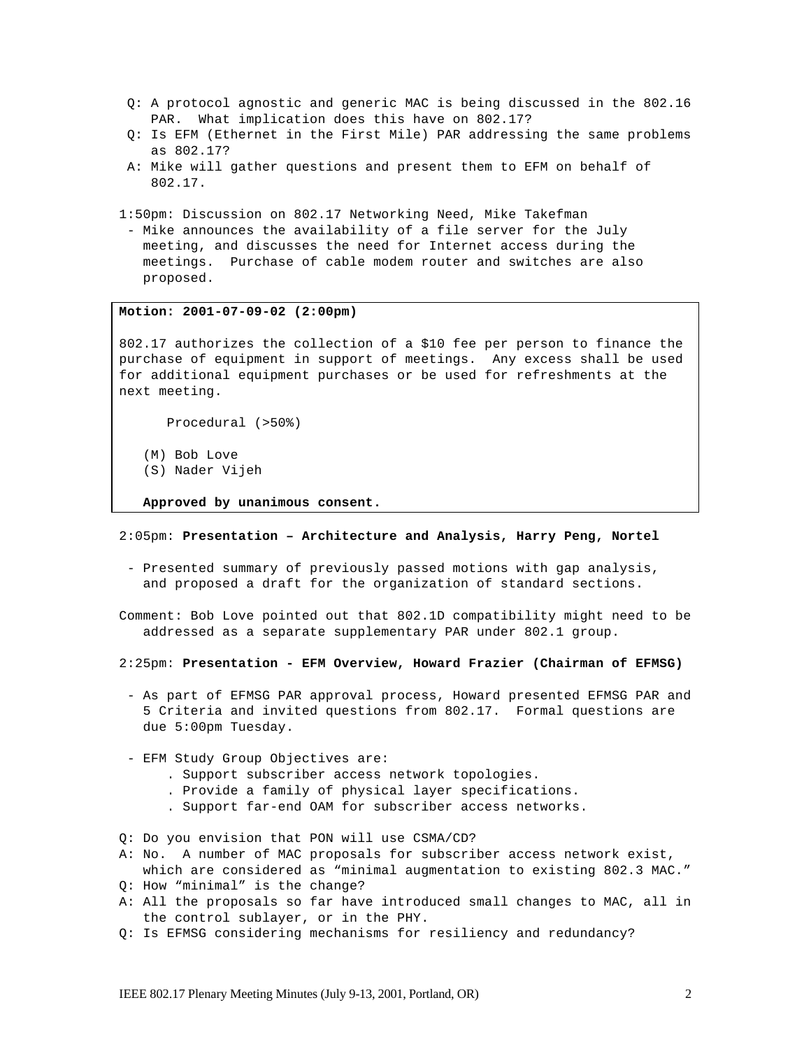Q: A protocol agnostic and generic MAC is being discussed in the 802.16 PAR. What implication does this have on 802.17?

Q: Is EFM (Ethernet in the First Mile) PAR addressing the same problems as 802.17?

A: Mike will gather questions and present them to EFM on behalf of 802.17.

1:50pm: Discussion on 802.17 Networking Need, Mike Takefman

- Mike announces the availability of a file server for the July meeting, and discusses the need for Internet access during the meetings. Purchase of cable modem router and switches are also proposed.

**Motion: 2001-07-09-02 (2:00pm)**

802.17 authorizes the collection of a $10 fee per person to finance the purchase of equipment in support of meetings. Any excess shall be used for additional equipment purchases or be used for refreshments at the next meeting.

Procedural (>50%)

(M) Bob Love
(S) Nader Vijeh

**Approved by unanimous consent.**

2:05pm: **Presentation – Architecture and Analysis, Harry Peng, Nortel**

- Presented summary of previously passed motions with gap analysis, and proposed a draft for the organization of standard sections.

Comment: Bob Love pointed out that 802.1D compatibility might need to be addressed as a separate supplementary PAR under 802.1 group.

2:25pm: **Presentation - EFM Overview, Howard Frazier (Chairman of EFMSG)**

- As part of EFMSG PAR approval process, Howard presented EFMSG PAR and 5 Criteria and invited questions from 802.17. Formal questions are due 5:00pm Tuesday.

- EFM Study Group Objectives are:
  . Support subscriber access network topologies.
  . Provide a family of physical layer specifications.
  . Support far-end OAM for subscriber access networks.

Q: Do you envision that PON will use CSMA/CD?

A: No. A number of MAC proposals for subscriber access network exist, which are considered as “minimal augmentation to existing 802.3 MAC.”

Q: How “minimal” is the change?

A: All the proposals so far have introduced small changes to MAC, all in the control sublayer, or in the PHY.

Q: Is EFMSG considering mechanisms for resiliency and redundancy?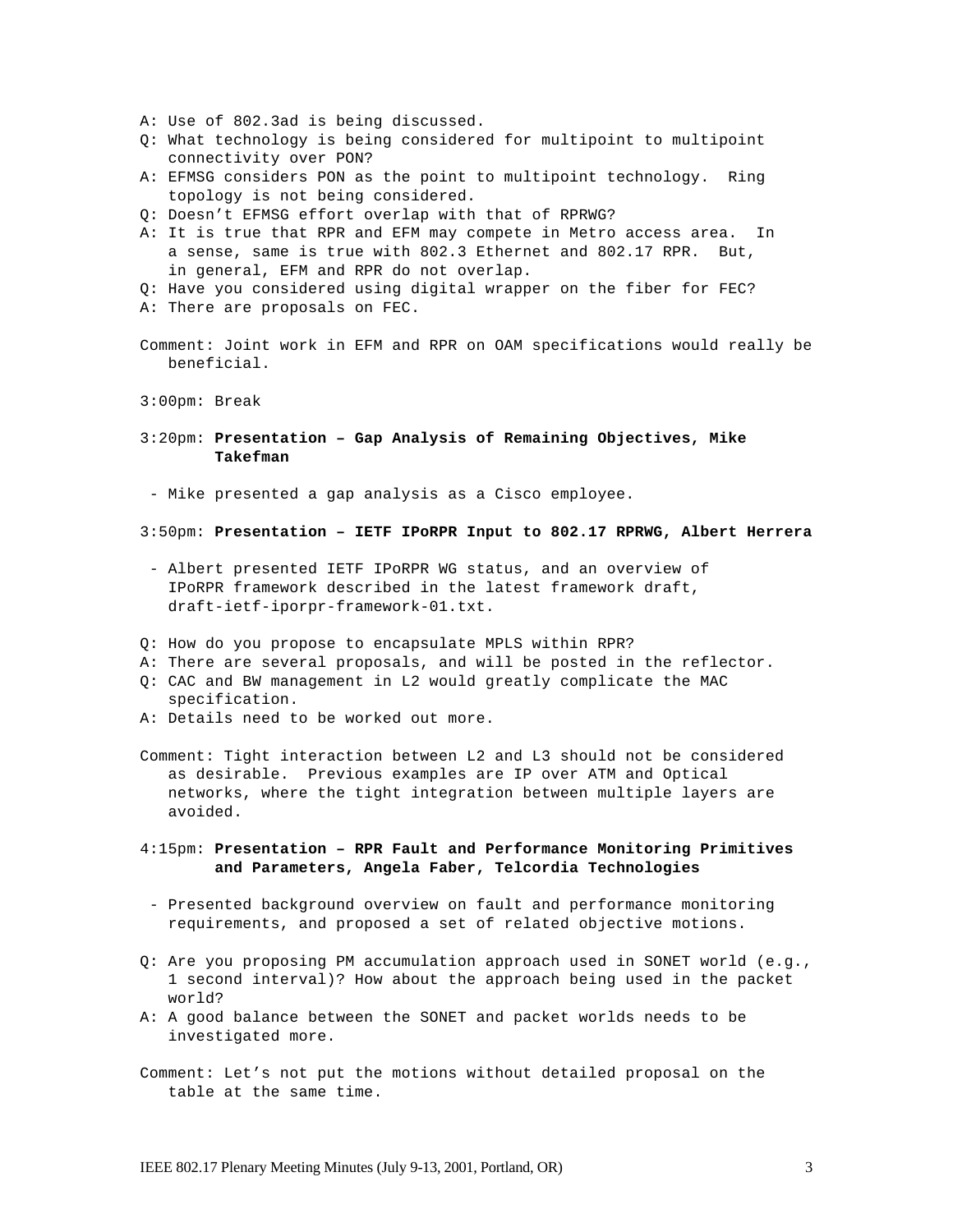A: Use of 802.3ad is being discussed.

Q: What technology is being considered for multipoint to multipoint connectivity over PON?

A: EFMSG considers PON as the point to multipoint technology. Ring topology is not being considered.

Q: Doesn't EFMSG effort overlap with that of RPRWG?

A: It is true that RPR and EFM may compete in Metro access area. In a sense, same is true with 802.3 Ethernet and 802.17 RPR. But, in general, EFM and RPR do not overlap.

Q: Have you considered using digital wrapper on the fiber for FEC?

A: There are proposals on FEC.

Comment: Joint work in EFM and RPR on OAM specifications would really be beneficial.

3:00pm: Break

3:20pm: **Presentation – Gap Analysis of Remaining Objectives, Mike Takefman**

- Mike presented a gap analysis as a Cisco employee.

3:50pm: **Presentation – IETF IPoRPR Input to 802.17 RPRWG, Albert Herrera**

- Albert presented IETF IPoRPR WG status, and an overview of IPoRPR framework described in the latest framework draft, draft-ietf-iporpr-framework-01.txt.

Q: How do you propose to encapsulate MPLS within RPR?

A: There are several proposals, and will be posted in the reflector.

Q: CAC and BW management in L2 would greatly complicate the MAC specification.

A: Details need to be worked out more.

Comment: Tight interaction between L2 and L3 should not be considered as desirable. Previous examples are IP over ATM and Optical networks, where the tight integration between multiple layers are avoided.

4:15pm: **Presentation – RPR Fault and Performance Monitoring Primitives and Parameters, Angela Faber, Telcordia Technologies**

- Presented background overview on fault and performance monitoring requirements, and proposed a set of related objective motions.

Q: Are you proposing PM accumulation approach used in SONET world (e.g., 1 second interval)? How about the approach being used in the packet world?

A: A good balance between the SONET and packet worlds needs to be investigated more.

Comment: Let's not put the motions without detailed proposal on the table at the same time.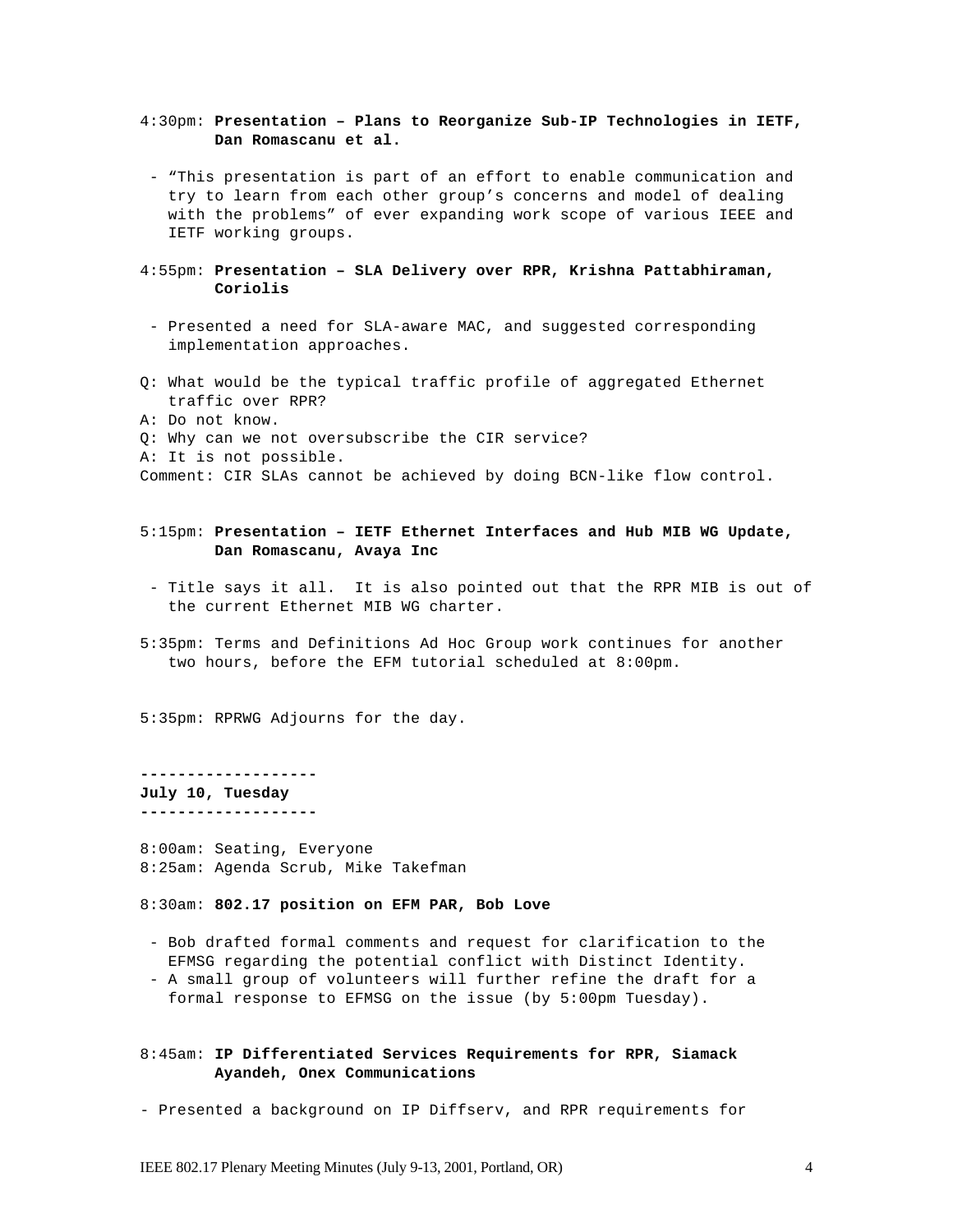4:30pm: **Presentation – Plans to Reorganize Sub-IP Technologies in IETF, Dan Romascanu et al.**

- "This presentation is part of an effort to enable communication and try to learn from each other group's concerns and model of dealing with the problems" of ever expanding work scope of various IEEE and IETF working groups.

4:55pm: **Presentation – SLA Delivery over RPR, Krishna Pattabhiraman, Coriolis**

- Presented a need for SLA-aware MAC, and suggested corresponding implementation approaches.

Q: What would be the typical traffic profile of aggregated Ethernet traffic over RPR?
A: Do not know.
Q: Why can we not oversubscribe the CIR service?
A: It is not possible.
Comment: CIR SLAs cannot be achieved by doing BCN-like flow control.

5:15pm: **Presentation – IETF Ethernet Interfaces and Hub MIB WG Update, Dan Romascanu, Avaya Inc**

- Title says it all. It is also pointed out that the RPR MIB is out of the current Ethernet MIB WG charter.

5:35pm: Terms and Definitions Ad Hoc Group work continues for another two hours, before the EFM tutorial scheduled at 8:00pm.

5:35pm: RPRWG Adjourns for the day.

**-------------------**
**July 10, Tuesday**
**-------------------**

8:00am: Seating, Everyone
8:25am: Agenda Scrub, Mike Takefman

8:30am: **802.17 position on EFM PAR, Bob Love**

- Bob drafted formal comments and request for clarification to the EFMSG regarding the potential conflict with Distinct Identity.
- A small group of volunteers will further refine the draft for a formal response to EFMSG on the issue (by 5:00pm Tuesday).

8:45am: **IP Differentiated Services Requirements for RPR, Siamack Ayandeh, Onex Communications**

- Presented a background on IP Diffserv, and RPR requirements for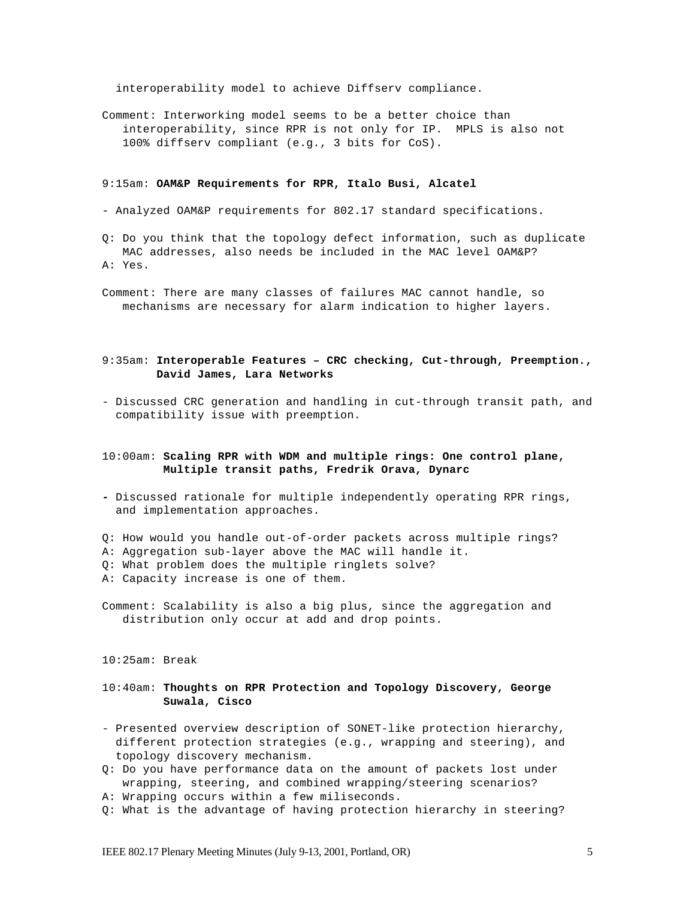interoperability model to achieve Diffserv compliance.

Comment: Interworking model seems to be a better choice than interoperability, since RPR is not only for IP. MPLS is also not 100% diffserv compliant (e.g., 3 bits for CoS).

9:15am: **OAM&P Requirements for RPR, Italo Busi, Alcatel**

- Analyzed OAM&P requirements for 802.17 standard specifications.

Q: Do you think that the topology defect information, such as duplicate MAC addresses, also needs be included in the MAC level OAM&P?
A: Yes.

Comment: There are many classes of failures MAC cannot handle, so mechanisms are necessary for alarm indication to higher layers.

9:35am: **Interoperable Features – CRC checking, Cut-through, Preemption., David James, Lara Networks**

- Discussed CRC generation and handling in cut-through transit path, and compatibility issue with preemption.

10:00am: **Scaling RPR with WDM and multiple rings: One control plane, Multiple transit paths, Fredrik Orava, Dynarc**

- Discussed rationale for multiple independently operating RPR rings, and implementation approaches.

Q: How would you handle out-of-order packets across multiple rings?
A: Aggregation sub-layer above the MAC will handle it.
Q: What problem does the multiple ringlets solve?
A: Capacity increase is one of them.

Comment: Scalability is also a big plus, since the aggregation and distribution only occur at add and drop points.

10:25am: Break

10:40am: **Thoughts on RPR Protection and Topology Discovery, George Suwala, Cisco**

- Presented overview description of SONET-like protection hierarchy, different protection strategies (e.g., wrapping and steering), and topology discovery mechanism.

Q: Do you have performance data on the amount of packets lost under wrapping, steering, and combined wrapping/steering scenarios?
A: Wrapping occurs within a few miliseconds.
Q: What is the advantage of having protection hierarchy in steering?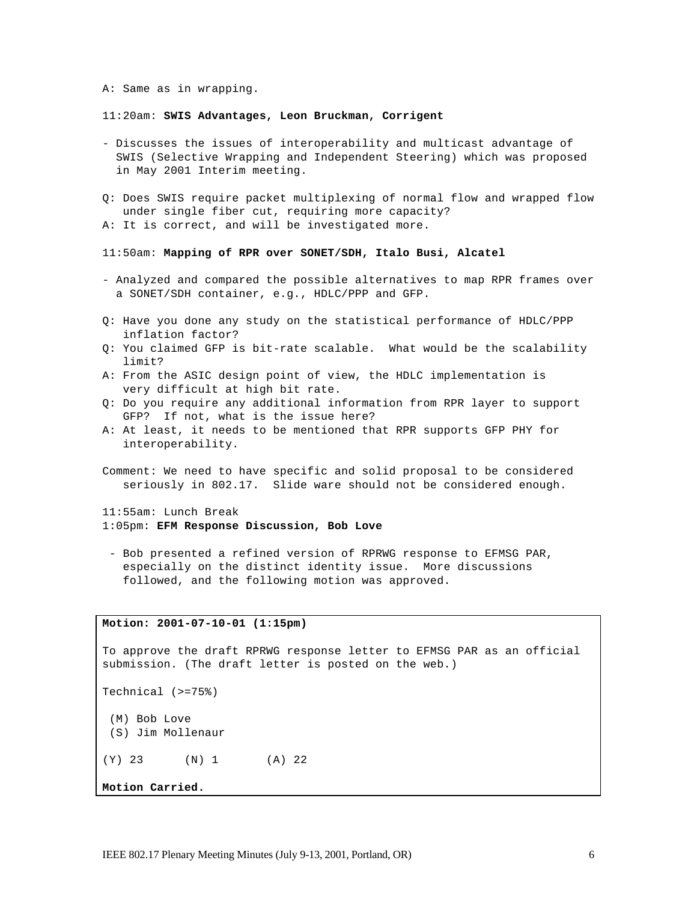A: Same as in wrapping.

11:20am: **SWIS Advantages, Leon Bruckman, Corrigent**

- Discusses the issues of interoperability and multicast advantage of SWIS (Selective Wrapping and Independent Steering) which was proposed in May 2001 Interim meeting.

Q: Does SWIS require packet multiplexing of normal flow and wrapped flow under single fiber cut, requiring more capacity?
A: It is correct, and will be investigated more.

11:50am: **Mapping of RPR over SONET/SDH, Italo Busi, Alcatel**

- Analyzed and compared the possible alternatives to map RPR frames over a SONET/SDH container, e.g., HDLC/PPP and GFP.

Q: Have you done any study on the statistical performance of HDLC/PPP inflation factor?
Q: You claimed GFP is bit-rate scalable. What would be the scalability limit?
A: From the ASIC design point of view, the HDLC implementation is very difficult at high bit rate.
Q: Do you require any additional information from RPR layer to support GFP? If not, what is the issue here?
A: At least, it needs to be mentioned that RPR supports GFP PHY for interoperability.

Comment: We need to have specific and solid proposal to be considered seriously in 802.17. Slide ware should not be considered enough.

11:55am: Lunch Break
1:05pm: **EFM Response Discussion, Bob Love**

- Bob presented a refined version of RPRWG response to EFMSG PAR, especially on the distinct identity issue. More discussions followed, and the following motion was approved.

**Motion: 2001-07-10-01 (1:15pm)**

To approve the draft RPRWG response letter to EFMSG PAR as an official submission. (The draft letter is posted on the web.)

Technical (>=75%)

(M) Bob Love
(S) Jim Mollenaur

(Y) 23 (N) 1 (A) 22

**Motion Carried.**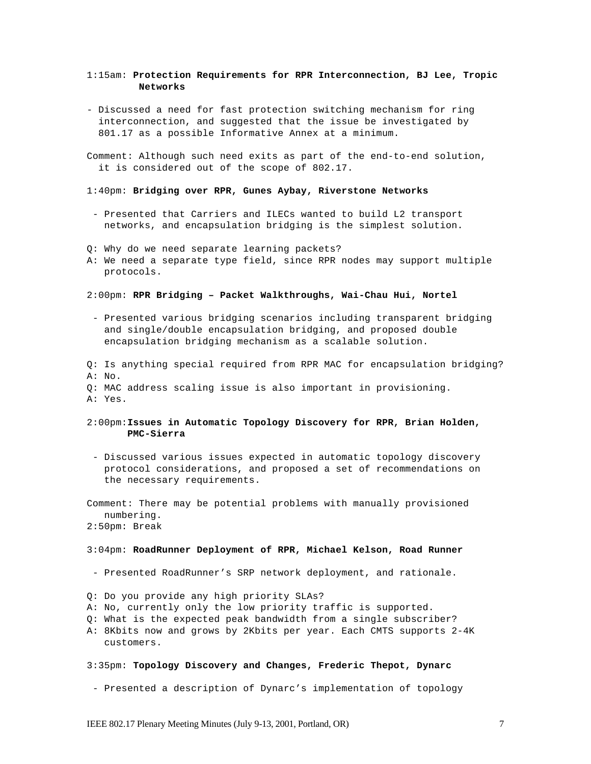1:15am: **Protection Requirements for RPR Interconnection, BJ Lee, Tropic Networks**

- Discussed a need for fast protection switching mechanism for ring interconnection, and suggested that the issue be investigated by 801.17 as a possible Informative Annex at a minimum.

Comment: Although such need exits as part of the end-to-end solution, it is considered out of the scope of 802.17.

1:40pm: **Bridging over RPR, Gunes Aybay, Riverstone Networks**

- Presented that Carriers and ILECs wanted to build L2 transport networks, and encapsulation bridging is the simplest solution.

Q: Why do we need separate learning packets?
A: We need a separate type field, since RPR nodes may support multiple protocols.

2:00pm: **RPR Bridging – Packet Walkthroughs, Wai-Chau Hui, Nortel**

- Presented various bridging scenarios including transparent bridging and single/double encapsulation bridging, and proposed double encapsulation bridging mechanism as a scalable solution.

Q: Is anything special required from RPR MAC for encapsulation bridging?
A: No.
Q: MAC address scaling issue is also important in provisioning.
A: Yes.

2:00pm: **Issues in Automatic Topology Discovery for RPR, Brian Holden, PMC-Sierra**

- Discussed various issues expected in automatic topology discovery protocol considerations, and proposed a set of recommendations on the necessary requirements.

Comment: There may be potential problems with manually provisioned numbering.
2:50pm: Break

3:04pm: **RoadRunner Deployment of RPR, Michael Kelson, Road Runner**

- Presented RoadRunner's SRP network deployment, and rationale.

Q: Do you provide any high priority SLAs?
A: No, currently only the low priority traffic is supported.
Q: What is the expected peak bandwidth from a single subscriber?
A: 8Kbits now and grows by 2Kbits per year. Each CMTS supports 2-4K customers.

3:35pm: **Topology Discovery and Changes, Frederic Thepot, Dynarc**

- Presented a description of Dynarc's implementation of topology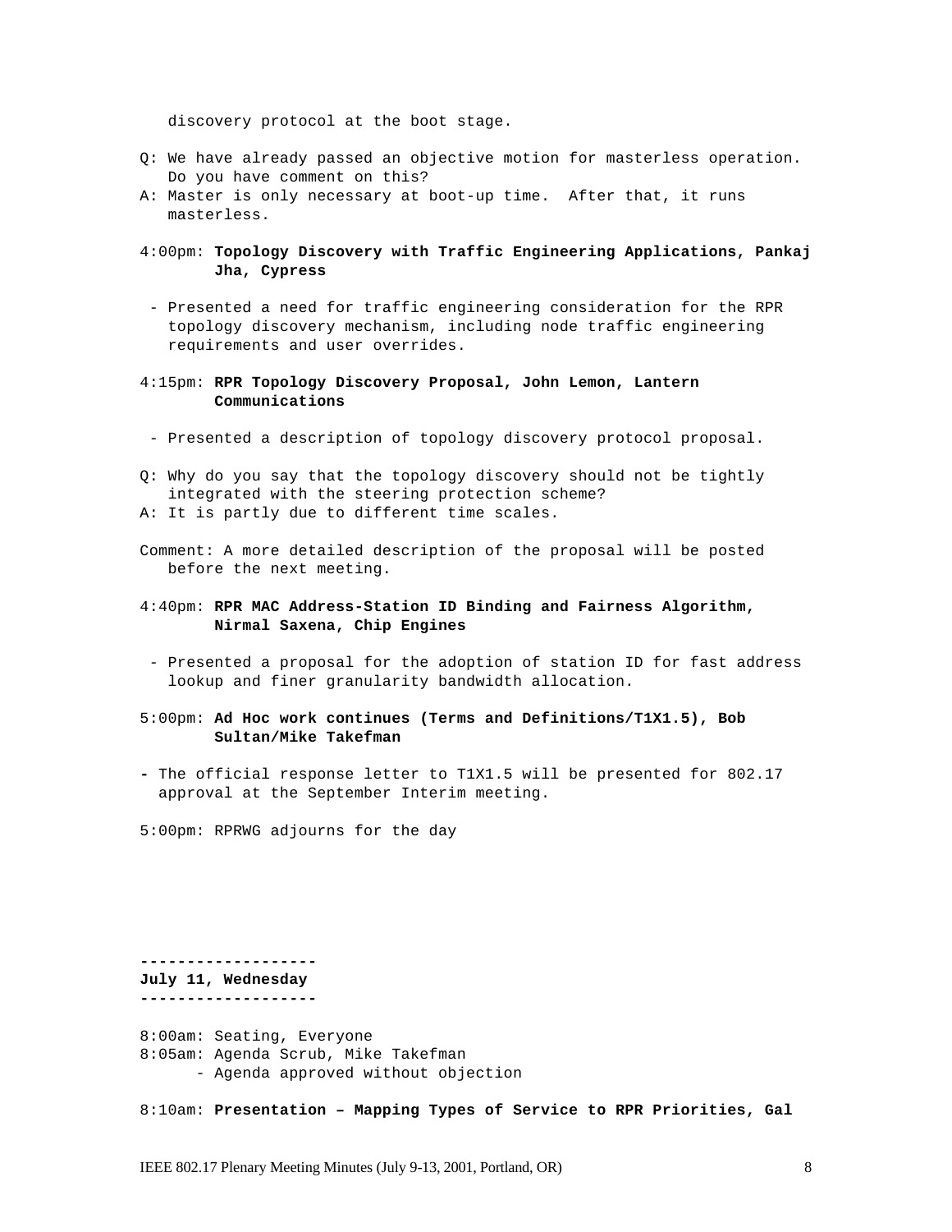discovery protocol at the boot stage.

Q: We have already passed an objective motion for masterless operation. Do you have comment on this?
A: Master is only necessary at boot-up time. After that, it runs masterless.

4:00pm: **Topology Discovery with Traffic Engineering Applications, Pankaj Jha, Cypress**

- Presented a need for traffic engineering consideration for the RPR topology discovery mechanism, including node traffic engineering requirements and user overrides.

4:15pm: **RPR Topology Discovery Proposal, John Lemon, Lantern Communications**

- Presented a description of topology discovery protocol proposal.

Q: Why do you say that the topology discovery should not be tightly integrated with the steering protection scheme?
A: It is partly due to different time scales.

Comment: A more detailed description of the proposal will be posted before the next meeting.

4:40pm: **RPR MAC Address-Station ID Binding and Fairness Algorithm, Nirmal Saxena, Chip Engines**

- Presented a proposal for the adoption of station ID for fast address lookup and finer granularity bandwidth allocation.

5:00pm: **Ad Hoc work continues (Terms and Definitions/T1X1.5), Bob Sultan/Mike Takefman**

- The official response letter to T1X1.5 will be presented for 802.17 approval at the September Interim meeting.

5:00pm: RPRWG adjourns for the day

---

**July 11, Wednesday**

---

8:00am: Seating, Everyone
8:05am: Agenda Scrub, Mike Takefman
- Agenda approved without objection

8:10am: **Presentation – Mapping Types of Service to RPR Priorities, Gal**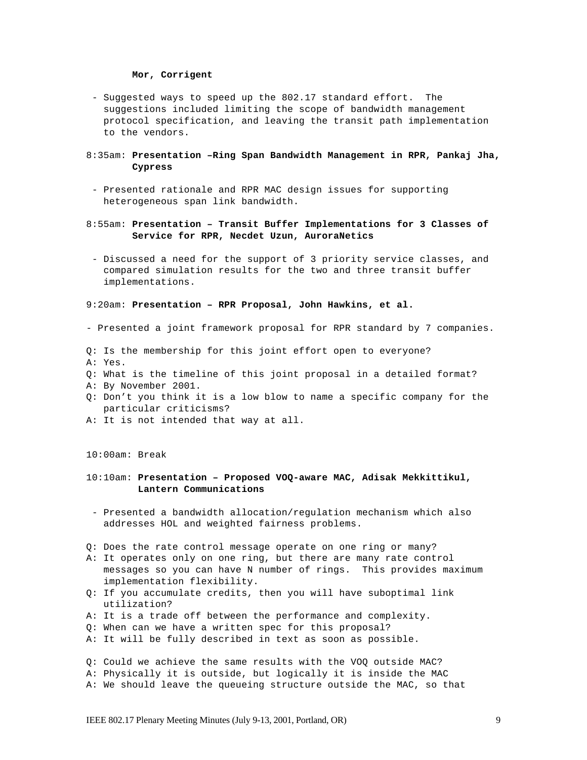**Mor, Corrigent**

- Suggested ways to speed up the 802.17 standard effort. The suggestions included limiting the scope of bandwidth management protocol specification, and leaving the transit path implementation to the vendors.

8:35am: **Presentation –Ring Span Bandwidth Management in RPR, Pankaj Jha, Cypress**

- Presented rationale and RPR MAC design issues for supporting heterogeneous span link bandwidth.

8:55am: **Presentation – Transit Buffer Implementations for 3 Classes of Service for RPR, Necdet Uzun, AuroraNetics**

- Discussed a need for the support of 3 priority service classes, and compared simulation results for the two and three transit buffer implementations.

9:20am: **Presentation – RPR Proposal, John Hawkins, et al.**

- Presented a joint framework proposal for RPR standard by 7 companies.

Q: Is the membership for this joint effort open to everyone?
A: Yes.
Q: What is the timeline of this joint proposal in a detailed format?
A: By November 2001.
Q: Don't you think it is a low blow to name a specific company for the particular criticisms?
A: It is not intended that way at all.

10:00am: Break

10:10am: **Presentation – Proposed VOQ-aware MAC, Adisak Mekkittikul, Lantern Communications**

- Presented a bandwidth allocation/regulation mechanism which also addresses HOL and weighted fairness problems.

Q: Does the rate control message operate on one ring or many?
A: It operates only on one ring, but there are many rate control messages so you can have N number of rings. This provides maximum implementation flexibility.
Q: If you accumulate credits, then you will have suboptimal link utilization?
A: It is a trade off between the performance and complexity.
Q: When can we have a written spec for this proposal?
A: It will be fully described in text as soon as possible.

Q: Could we achieve the same results with the VOQ outside MAC?
A: Physically it is outside, but logically it is inside the MAC
A: We should leave the queueing structure outside the MAC, so that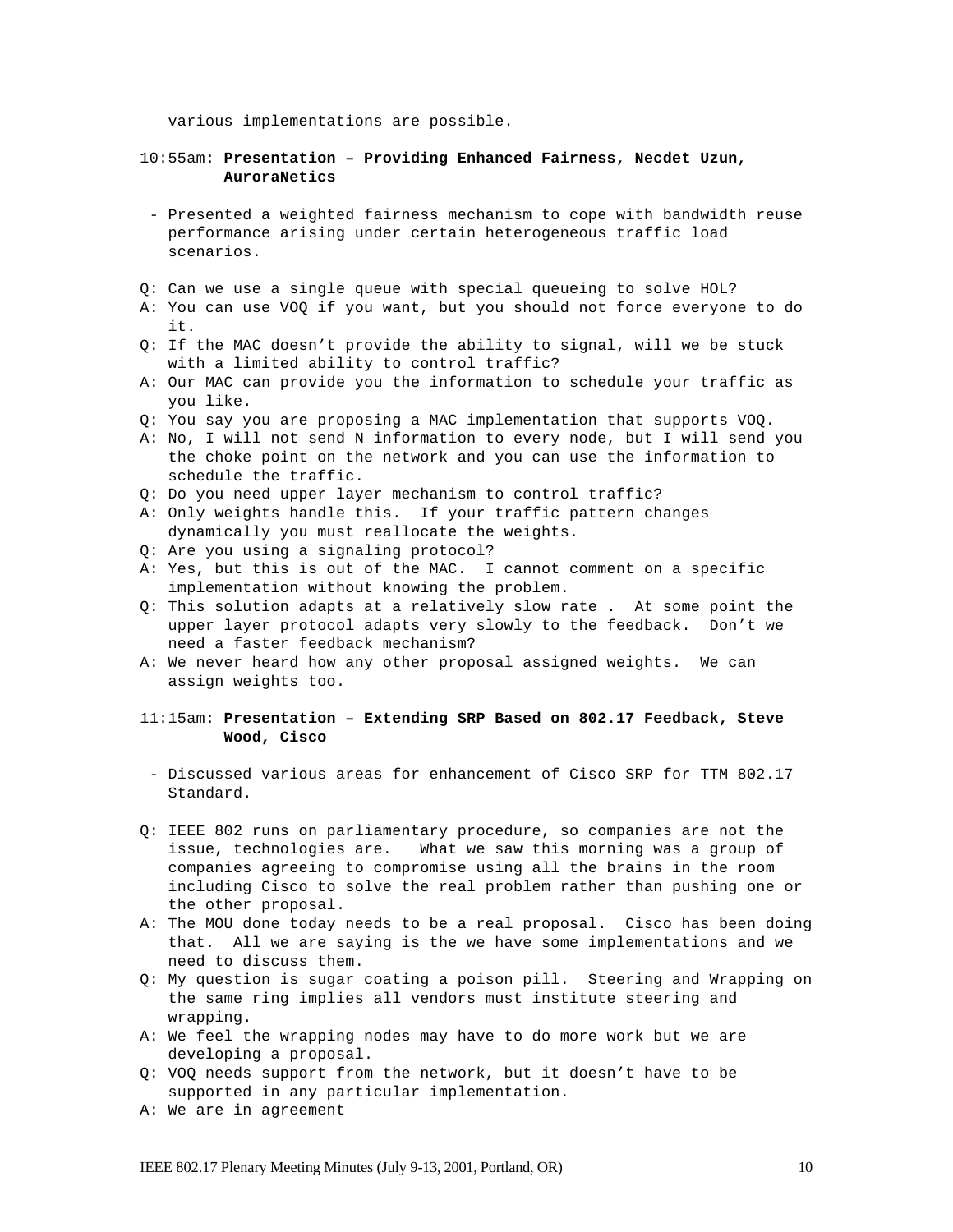various implementations are possible.

10:55am: **Presentation – Providing Enhanced Fairness, Necdet Uzun, AuroraNetics**

- Presented a weighted fairness mechanism to cope with bandwidth reuse performance arising under certain heterogeneous traffic load scenarios.

Q: Can we use a single queue with special queueing to solve HOL?
A: You can use VOQ if you want, but you should not force everyone to do it.
Q: If the MAC doesn't provide the ability to signal, will we be stuck with a limited ability to control traffic?
A: Our MAC can provide you the information to schedule your traffic as you like.
Q: You say you are proposing a MAC implementation that supports VOQ.
A: No, I will not send N information to every node, but I will send you the choke point on the network and you can use the information to schedule the traffic.
Q: Do you need upper layer mechanism to control traffic?
A: Only weights handle this. If your traffic pattern changes dynamically you must reallocate the weights.
Q: Are you using a signaling protocol?
A: Yes, but this is out of the MAC. I cannot comment on a specific implementation without knowing the problem.
Q: This solution adapts at a relatively slow rate . At some point the upper layer protocol adapts very slowly to the feedback. Don't we need a faster feedback mechanism?
A: We never heard how any other proposal assigned weights. We can assign weights too.

11:15am: **Presentation – Extending SRP Based on 802.17 Feedback, Steve Wood, Cisco**

- Discussed various areas for enhancement of Cisco SRP for TTM 802.17 Standard.

Q: IEEE 802 runs on parliamentary procedure, so companies are not the issue, technologies are. What we saw this morning was a group of companies agreeing to compromise using all the brains in the room including Cisco to solve the real problem rather than pushing one or the other proposal.
A: The MOU done today needs to be a real proposal. Cisco has been doing that. All we are saying is the we have some implementations and we need to discuss them.
Q: My question is sugar coating a poison pill. Steering and Wrapping on the same ring implies all vendors must institute steering and wrapping.
A: We feel the wrapping nodes may have to do more work but we are developing a proposal.
Q: VOQ needs support from the network, but it doesn't have to be supported in any particular implementation.
A: We are in agreement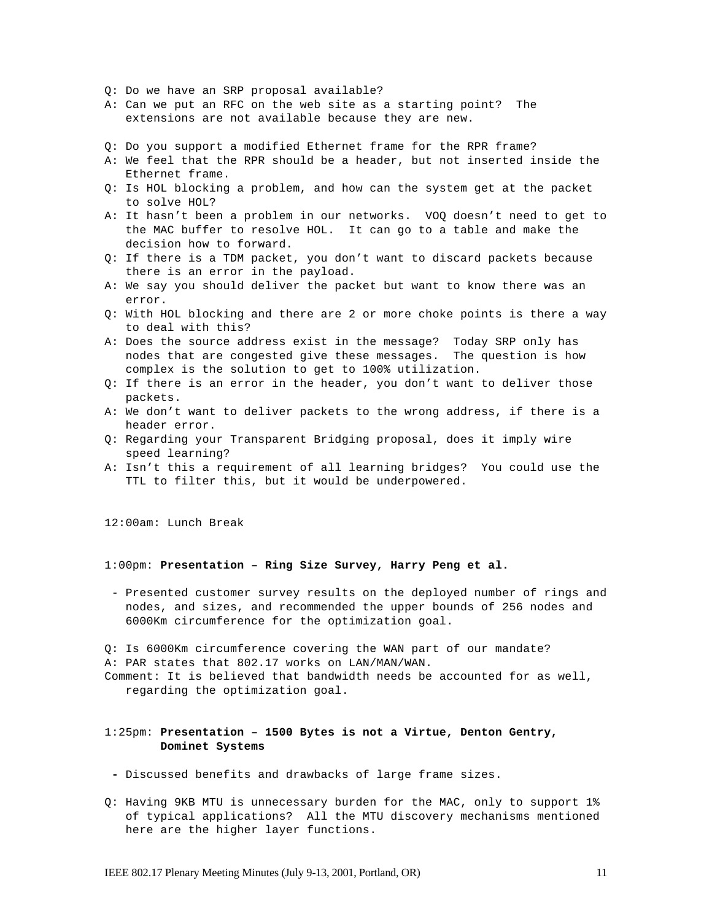Q: Do we have an SRP proposal available?
A: Can we put an RFC on the web site as a starting point? The extensions are not available because they are new.

Q: Do you support a modified Ethernet frame for the RPR frame?
A: We feel that the RPR should be a header, but not inserted inside the Ethernet frame.
Q: Is HOL blocking a problem, and how can the system get at the packet to solve HOL?
A: It hasn't been a problem in our networks. VOQ doesn't need to get to the MAC buffer to resolve HOL. It can go to a table and make the decision how to forward.
Q: If there is a TDM packet, you don't want to discard packets because there is an error in the payload.
A: We say you should deliver the packet but want to know there was an error.
Q: With HOL blocking and there are 2 or more choke points is there a way to deal with this?
A: Does the source address exist in the message? Today SRP only has nodes that are congested give these messages. The question is how complex is the solution to get to 100% utilization.
Q: If there is an error in the header, you don't want to deliver those packets.
A: We don't want to deliver packets to the wrong address, if there is a header error.
Q: Regarding your Transparent Bridging proposal, does it imply wire speed learning?
A: Isn't this a requirement of all learning bridges? You could use the TTL to filter this, but it would be underpowered.

12:00am: Lunch Break

1:00pm: **Presentation – Ring Size Survey, Harry Peng et al.**

- Presented customer survey results on the deployed number of rings and nodes, and sizes, and recommended the upper bounds of 256 nodes and 6000Km circumference for the optimization goal.

Q: Is 6000Km circumference covering the WAN part of our mandate?
A: PAR states that 802.17 works on LAN/MAN/WAN.
Comment: It is believed that bandwidth needs be accounted for as well, regarding the optimization goal.

1:25pm: **Presentation – 1500 Bytes is not a Virtue, Denton Gentry, Dominet Systems**

- Discussed benefits and drawbacks of large frame sizes.

Q: Having 9KB MTU is unnecessary burden for the MAC, only to support 1% of typical applications? All the MTU discovery mechanisms mentioned here are the higher layer functions.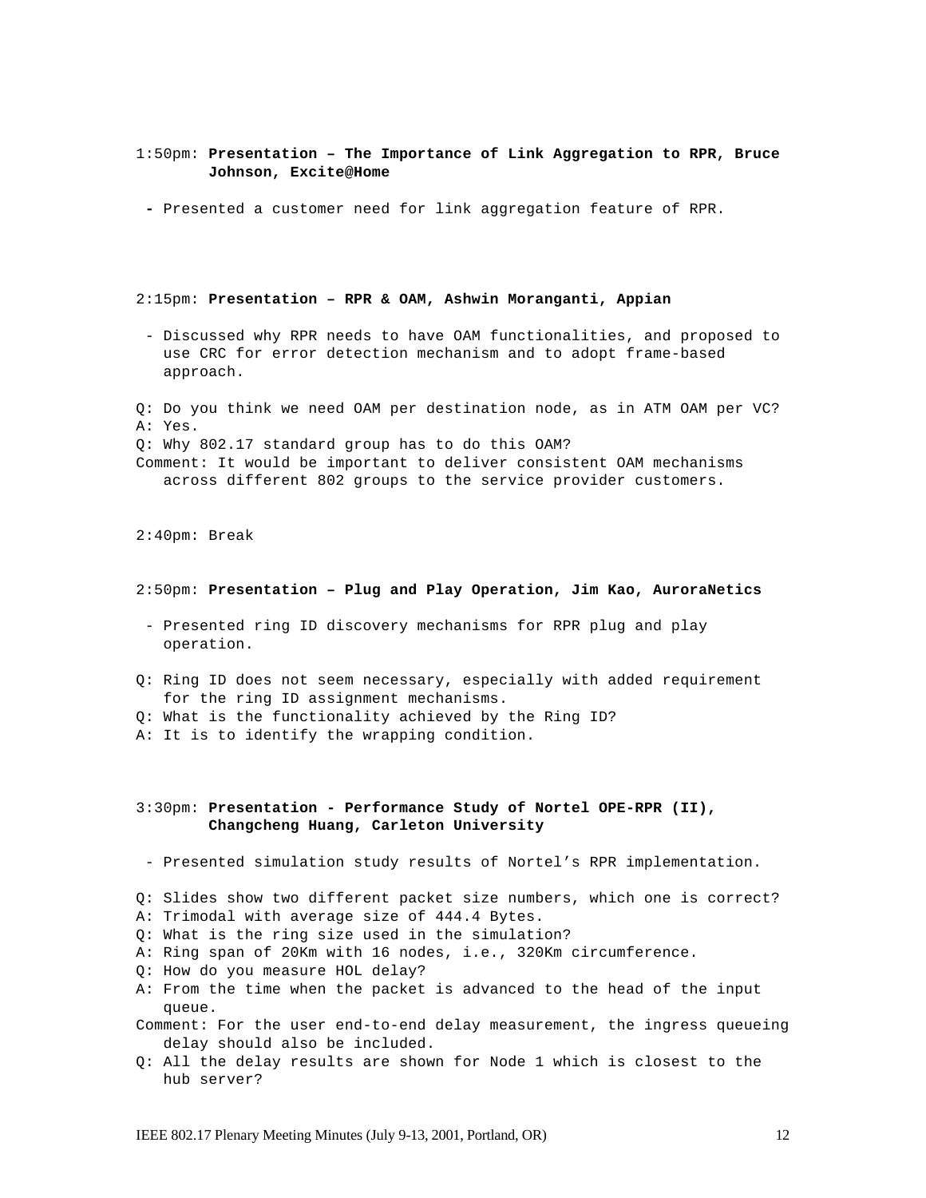1:50pm: **Presentation – The Importance of Link Aggregation to RPR, Bruce Johnson, Excite@Home**

- Presented a customer need for link aggregation feature of RPR.

2:15pm: **Presentation – RPR & OAM, Ashwin Moranganti, Appian**

- Discussed why RPR needs to have OAM functionalities, and proposed to use CRC for error detection mechanism and to adopt frame-based approach.

Q: Do you think we need OAM per destination node, as in ATM OAM per VC?
A: Yes.
Q: Why 802.17 standard group has to do this OAM?
Comment: It would be important to deliver consistent OAM mechanisms across different 802 groups to the service provider customers.

2:40pm: Break

2:50pm: **Presentation – Plug and Play Operation, Jim Kao, AuroraNetics**

- Presented ring ID discovery mechanisms for RPR plug and play operation.

Q: Ring ID does not seem necessary, especially with added requirement for the ring ID assignment mechanisms.
Q: What is the functionality achieved by the Ring ID?
A: It is to identify the wrapping condition.

3:30pm: **Presentation - Performance Study of Nortel OPE-RPR (II), Changcheng Huang, Carleton University**

- Presented simulation study results of Nortel's RPR implementation.

Q: Slides show two different packet size numbers, which one is correct?
A: Trimodal with average size of 444.4 Bytes.
Q: What is the ring size used in the simulation?
A: Ring span of 20Km with 16 nodes, i.e., 320Km circumference.
Q: How do you measure HOL delay?
A: From the time when the packet is advanced to the head of the input queue.
Comment: For the user end-to-end delay measurement, the ingress queueing delay should also be included.
Q: All the delay results are shown for Node 1 which is closest to the hub server?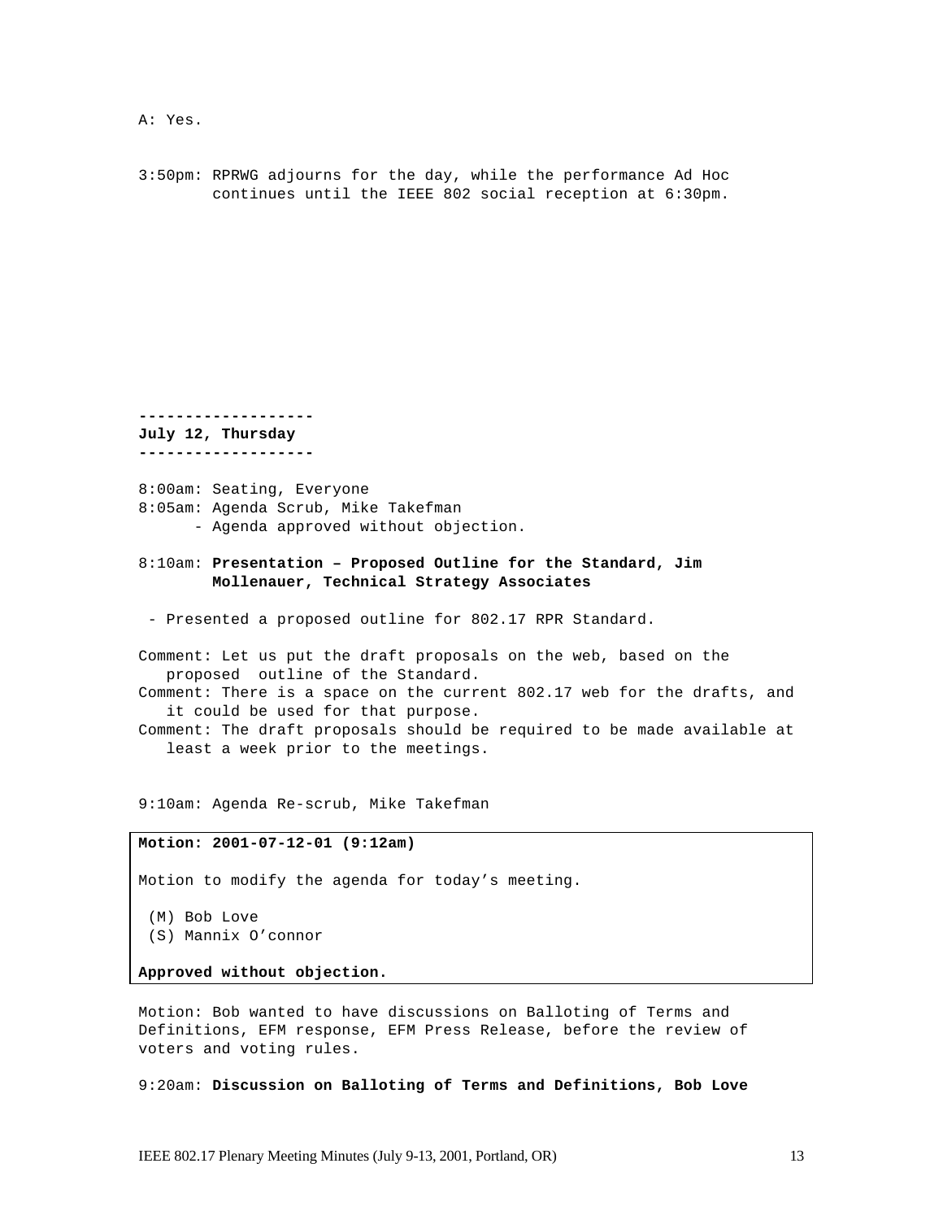A: Yes.

3:50pm: RPRWG adjourns for the day, while the performance Ad Hoc continues until the IEEE 802 social reception at 6:30pm.

**-------------------**
**July 12, Thursday**
**-------------------**

8:00am: Seating, Everyone
8:05am: Agenda Scrub, Mike Takefman
- Agenda approved without objection.

8:10am: **Presentation – Proposed Outline for the Standard, Jim Mollenauer, Technical Strategy Associates**

- Presented a proposed outline for 802.17 RPR Standard.

Comment: Let us put the draft proposals on the web, based on the proposed outline of the Standard.
Comment: There is a space on the current 802.17 web for the drafts, and it could be used for that purpose.
Comment: The draft proposals should be required to be made available at least a week prior to the meetings.

9:10am: Agenda Re-scrub, Mike Takefman

**Motion: 2001-07-12-01 (9:12am)**

Motion to modify the agenda for today's meeting.

(M) Bob Love
(S) Mannix O'connor

**Approved without objection.**

Motion: Bob wanted to have discussions on Balloting of Terms and Definitions, EFM response, EFM Press Release, before the review of voters and voting rules.

9:20am: **Discussion on Balloting of Terms and Definitions, Bob Love**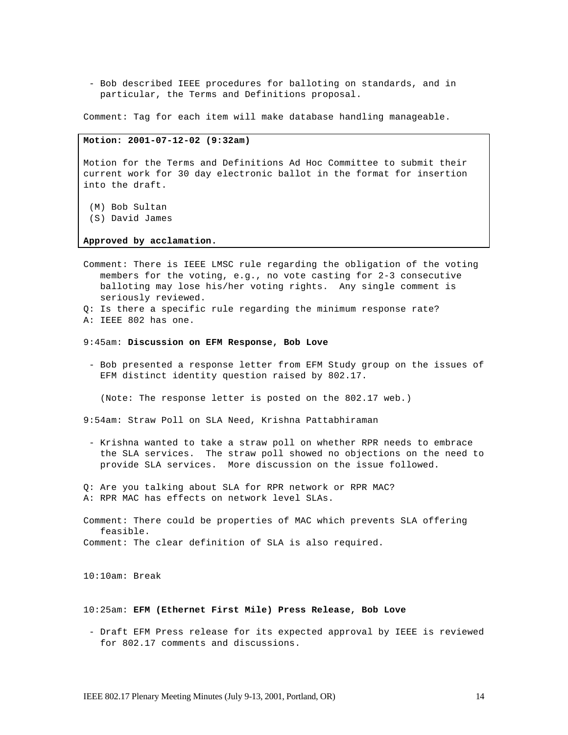- Bob described IEEE procedures for balloting on standards, and in particular, the Terms and Definitions proposal.

Comment: Tag for each item will make database handling manageable.

**Motion: 2001-07-12-02 (9:32am)**

Motion for the Terms and Definitions Ad Hoc Committee to submit their current work for 30 day electronic ballot in the format for insertion into the draft.

(M) Bob Sultan
(S) David James

**Approved by acclamation.**

Comment: There is IEEE LMSC rule regarding the obligation of the voting members for the voting, e.g., no vote casting for 2-3 consecutive balloting may lose his/her voting rights. Any single comment is seriously reviewed.

Q: Is there a specific rule regarding the minimum response rate?

A: IEEE 802 has one.

9:45am: **Discussion on EFM Response, Bob Love**

- Bob presented a response letter from EFM Study group on the issues of EFM distinct identity question raised by 802.17.

  (Note: The response letter is posted on the 802.17 web.)

9:54am: Straw Poll on SLA Need, Krishna Pattabhiraman

- Krishna wanted to take a straw poll on whether RPR needs to embrace the SLA services. The straw poll showed no objections on the need to provide SLA services. More discussion on the issue followed.

Q: Are you talking about SLA for RPR network or RPR MAC?

A: RPR MAC has effects on network level SLAs.

Comment: There could be properties of MAC which prevents SLA offering feasible.

Comment: The clear definition of SLA is also required.

10:10am: Break

10:25am: **EFM (Ethernet First Mile) Press Release, Bob Love**

- Draft EFM Press release for its expected approval by IEEE is reviewed for 802.17 comments and discussions.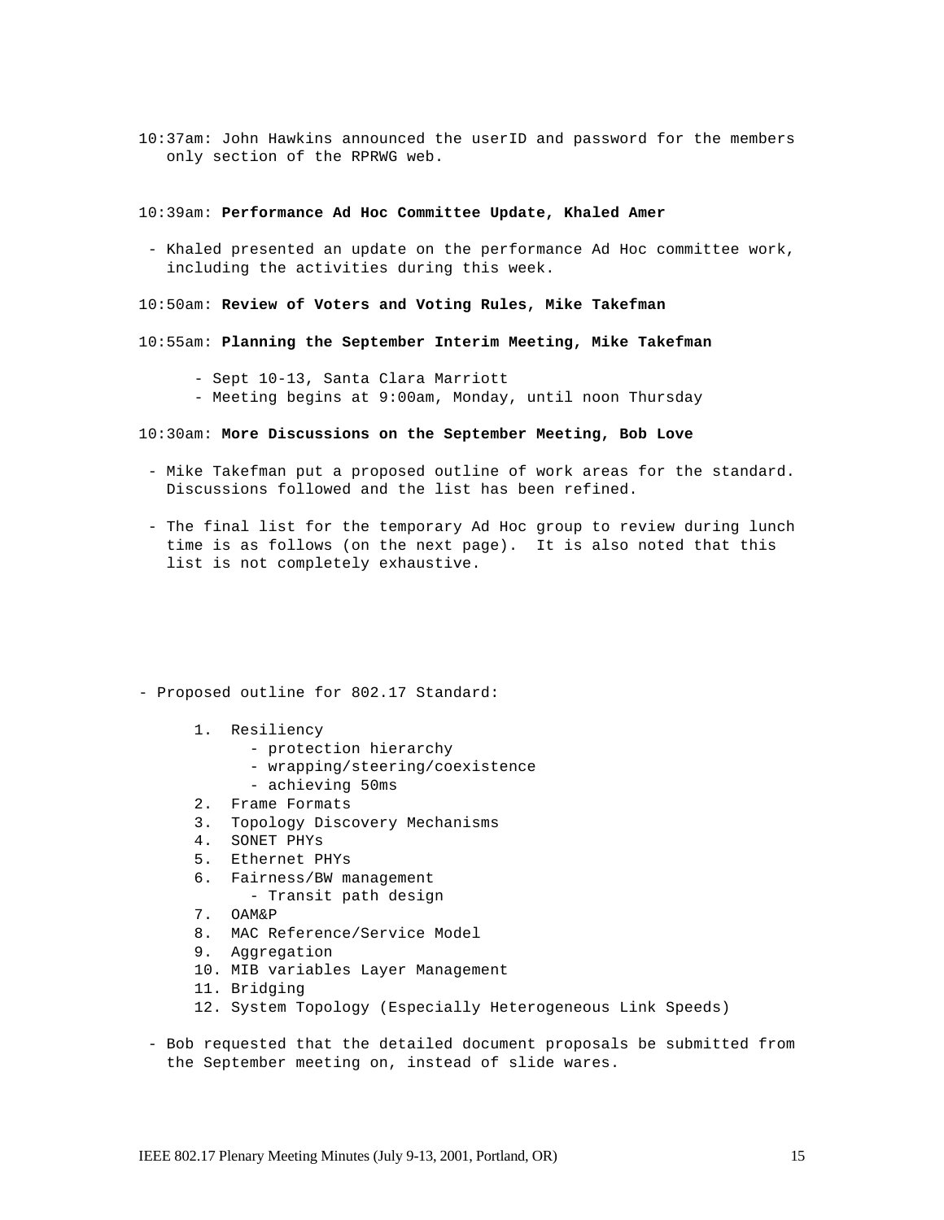10:37am: John Hawkins announced the userID and password for the members only section of the RPRWG web.

10:39am: **Performance Ad Hoc Committee Update, Khaled Amer**

- Khaled presented an update on the performance Ad Hoc committee work, including the activities during this week.

10:50am: **Review of Voters and Voting Rules, Mike Takefman**

10:55am: **Planning the September Interim Meeting, Mike Takefman**

  - Sept 10-13, Santa Clara Marriott
  - Meeting begins at 9:00am, Monday, until noon Thursday

10:30am: **More Discussions on the September Meeting, Bob Love**

- Mike Takefman put a proposed outline of work areas for the standard. Discussions followed and the list has been refined.

- The final list for the temporary Ad Hoc group to review during lunch time is as follows (on the next page). It is also noted that this list is not completely exhaustive.

- Proposed outline for 802.17 Standard:

  1. Resiliency
     - protection hierarchy
     - wrapping/steering/coexistence
     - achieving 50ms
  2. Frame Formats
  3. Topology Discovery Mechanisms
  4. SONET PHYs
  5. Ethernet PHYs
  6. Fairness/BW management
     - Transit path design
  7. OAM&P
  8. MAC Reference/Service Model
  9. Aggregation
  10. MIB variables Layer Management
  11. Bridging
  12. System Topology (Especially Heterogeneous Link Speeds)

- Bob requested that the detailed document proposals be submitted from the September meeting on, instead of slide wares.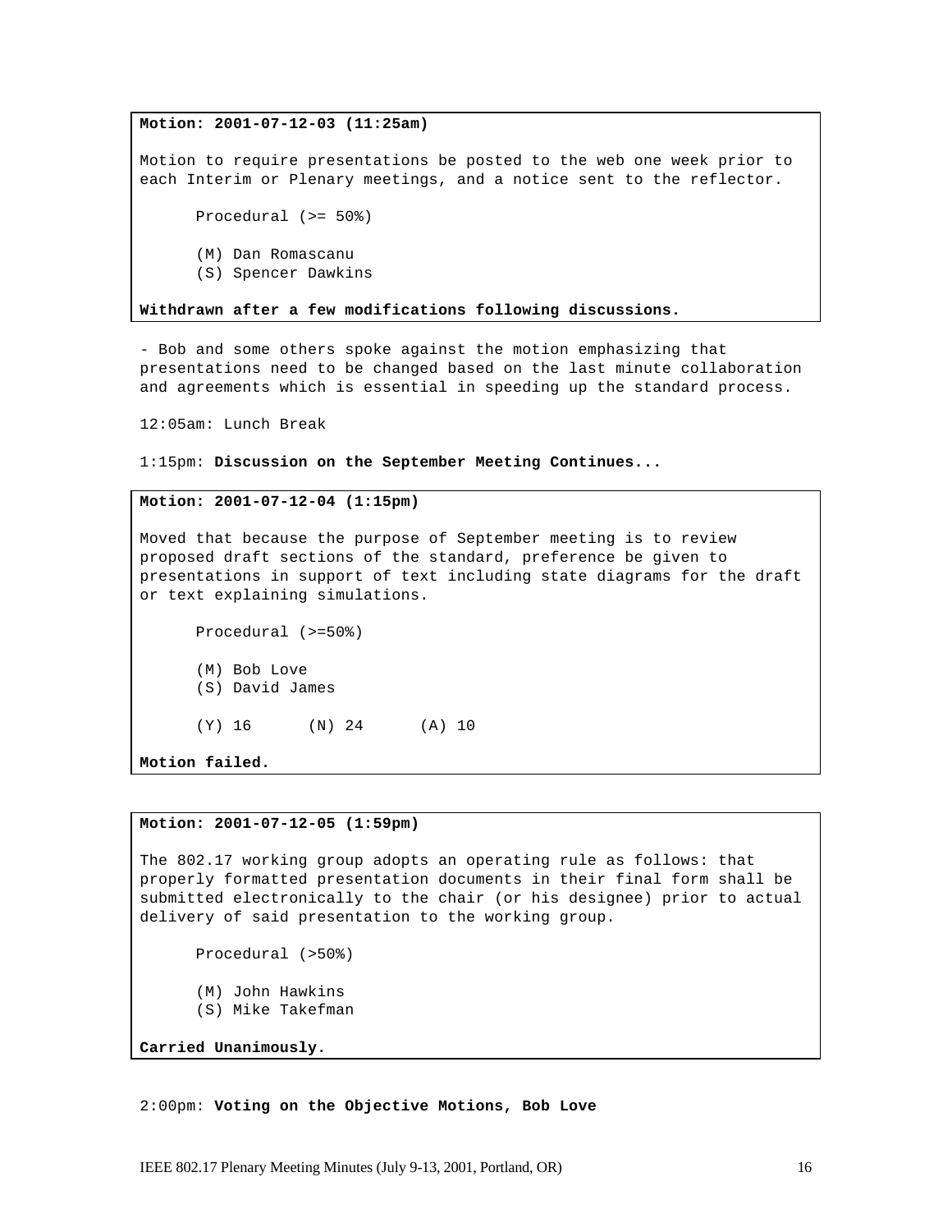**Motion: 2001-07-12-03 (11:25am)**

Motion to require presentations be posted to the web one week prior to each Interim or Plenary meetings, and a notice sent to the reflector.

Procedural (>= 50%)

(M) Dan Romascanu
(S) Spencer Dawkins

**Withdrawn after a few modifications following discussions.**

- Bob and some others spoke against the motion emphasizing that presentations need to be changed based on the last minute collaboration and agreements which is essential in speeding up the standard process.

12:05am: Lunch Break

1:15pm: **Discussion on the September Meeting Continues...**

**Motion: 2001-07-12-04 (1:15pm)**

Moved that because the purpose of September meeting is to review proposed draft sections of the standard, preference be given to presentations in support of text including state diagrams for the draft or text explaining simulations.

Procedural (>=50%)

(M) Bob Love
(S) David James

(Y) 16 (N) 24 (A) 10

**Motion failed.**

**Motion: 2001-07-12-05 (1:59pm)**

The 802.17 working group adopts an operating rule as follows: that properly formatted presentation documents in their final form shall be submitted electronically to the chair (or his designee) prior to actual delivery of said presentation to the working group.

Procedural (>50%)

(M) John Hawkins
(S) Mike Takefman

**Carried Unanimously.**

2:00pm: **Voting on the Objective Motions, Bob Love**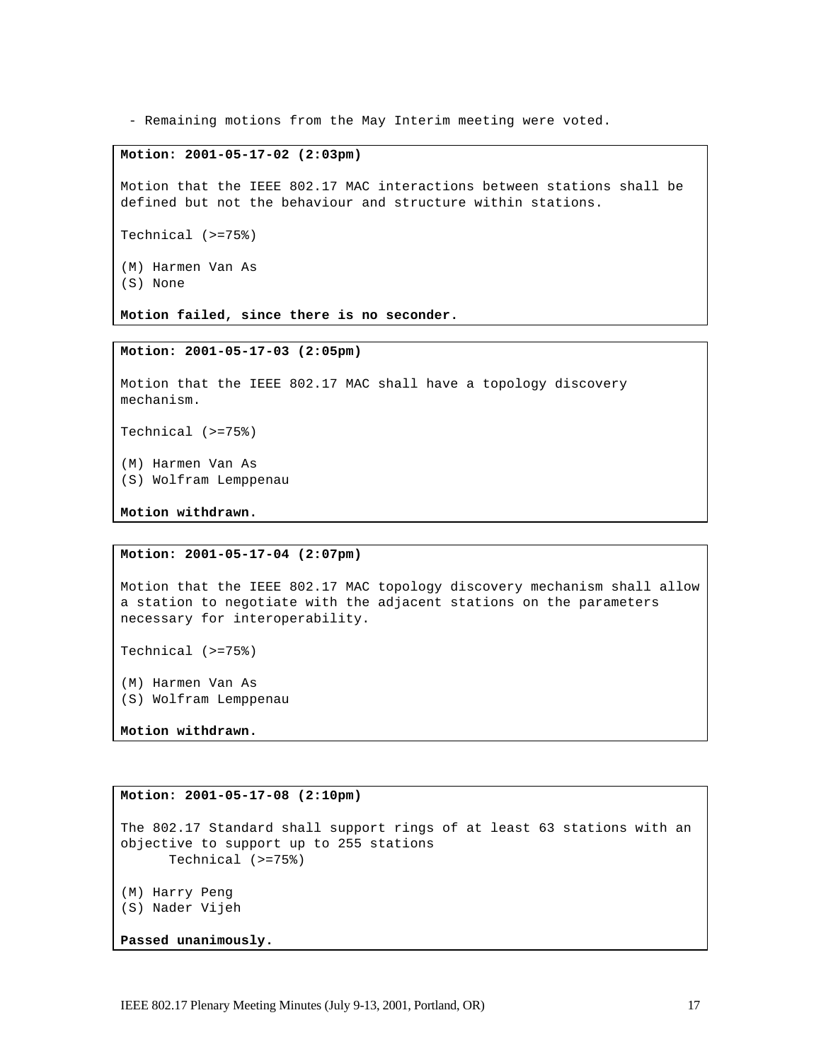- Remaining motions from the May Interim meeting were voted.

**Motion: 2001-05-17-02 (2:03pm)**

Motion that the IEEE 802.17 MAC interactions between stations shall be defined but not the behaviour and structure within stations.

Technical (>=75%)

(M) Harmen Van As
(S) None

**Motion failed, since there is no seconder.**

**Motion: 2001-05-17-03 (2:05pm)**

Motion that the IEEE 802.17 MAC shall have a topology discovery mechanism.

Technical (>=75%)

(M) Harmen Van As
(S) Wolfram Lemppenau

**Motion withdrawn.**

**Motion: 2001-05-17-04 (2:07pm)**

Motion that the IEEE 802.17 MAC topology discovery mechanism shall allow a station to negotiate with the adjacent stations on the parameters necessary for interoperability.

Technical (>=75%)

(M) Harmen Van As
(S) Wolfram Lemppenau

**Motion withdrawn.**

**Motion: 2001-05-17-08 (2:10pm)**

The 802.17 Standard shall support rings of at least 63 stations with an objective to support up to 255 stations
Technical (>=75%)

(M) Harry Peng
(S) Nader Vijeh

**Passed unanimously.**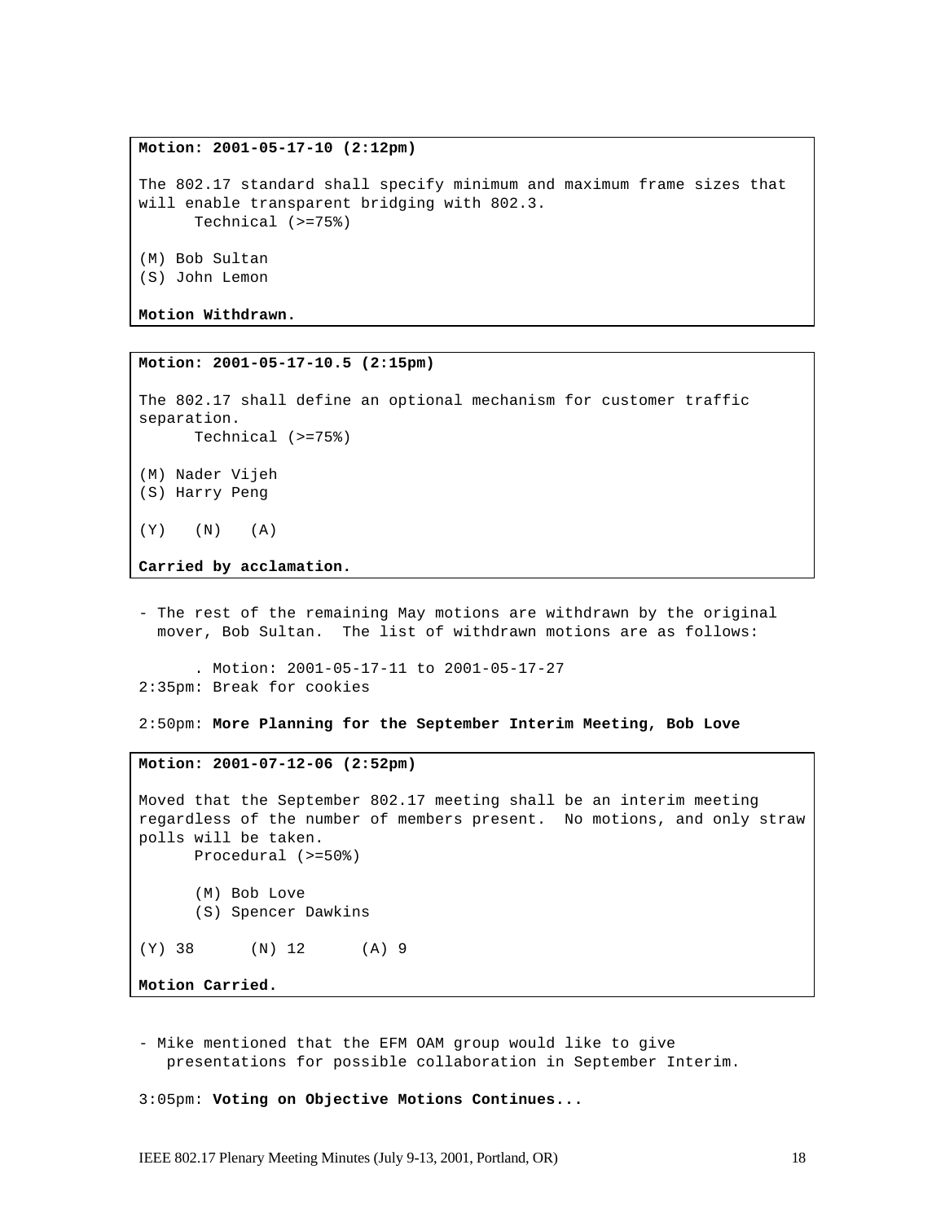**Motion: 2001-05-17-10 (2:12pm)**

The 802.17 standard shall specify minimum and maximum frame sizes that will enable transparent bridging with 802.3.
Technical (>=75%)

(M) Bob Sultan
(S) John Lemon

**Motion Withdrawn.**

**Motion: 2001-05-17-10.5 (2:15pm)**

The 802.17 shall define an optional mechanism for customer traffic separation.
Technical (>=75%)

(M) Nader Vijeh
(S) Harry Peng

(Y) (N) (A)

**Carried by acclamation.**

- The rest of the remaining May motions are withdrawn by the original mover, Bob Sultan. The list of withdrawn motions are as follows:

  . Motion: 2001-05-17-11 to 2001-05-17-27

2:35pm: Break for cookies

2:50pm: **More Planning for the September Interim Meeting, Bob Love**

**Motion: 2001-07-12-06 (2:52pm)**

Moved that the September 802.17 meeting shall be an interim meeting regardless of the number of members present. No motions, and only straw polls will be taken.
Procedural (>=50%)

(M) Bob Love
(S) Spencer Dawkins

(Y) 38 (N) 12 (A) 9

**Motion Carried.**

- Mike mentioned that the EFM OAM group would like to give presentations for possible collaboration in September Interim.

3:05pm: **Voting on Objective Motions Continues...**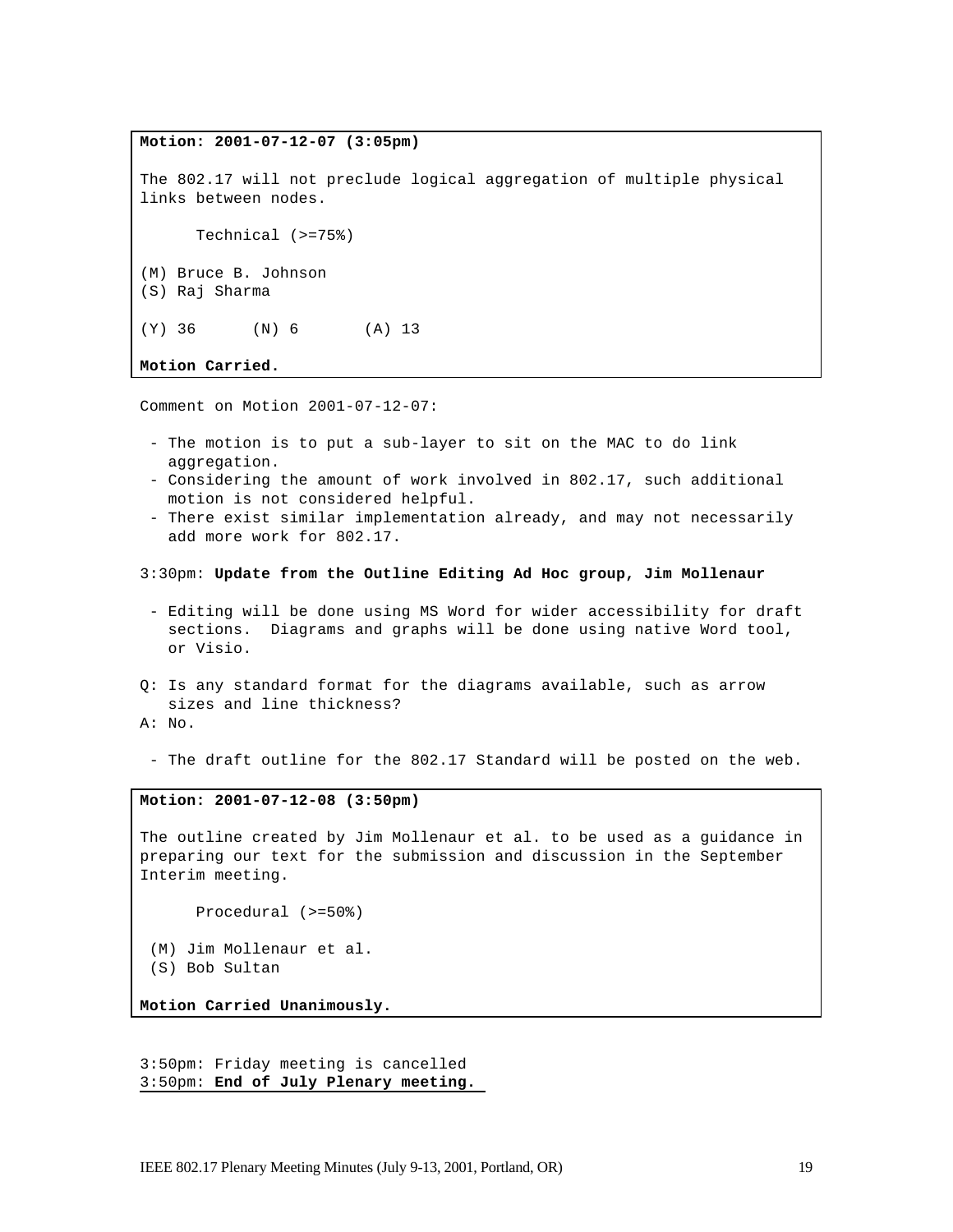**Motion: 2001-07-12-07 (3:05pm)**

The 802.17 will not preclude logical aggregation of multiple physical links between nodes.

Technical (>=75%)

(M) Bruce B. Johnson
(S) Raj Sharma

(Y) 36 (N) 6 (A) 13

**Motion Carried.**

Comment on Motion 2001-07-12-07:

- The motion is to put a sub-layer to sit on the MAC to do link aggregation.
- Considering the amount of work involved in 802.17, such additional motion is not considered helpful.
- There exist similar implementation already, and may not necessarily add more work for 802.17.

3:30pm: **Update from the Outline Editing Ad Hoc group, Jim Mollenaur**

- Editing will be done using MS Word for wider accessibility for draft sections. Diagrams and graphs will be done using native Word tool, or Visio.

Q: Is any standard format for the diagrams available, such as arrow sizes and line thickness?
A: No.

- The draft outline for the 802.17 Standard will be posted on the web.

**Motion: 2001-07-12-08 (3:50pm)**

The outline created by Jim Mollenaur et al. to be used as a guidance in preparing our text for the submission and discussion in the September Interim meeting.

Procedural (>=50%)

(M) Jim Mollenaur et al.
(S) Bob Sultan

**Motion Carried Unanimously.**

3:50pm: Friday meeting is cancelled
3:50pm: **End of July Plenary meeting.**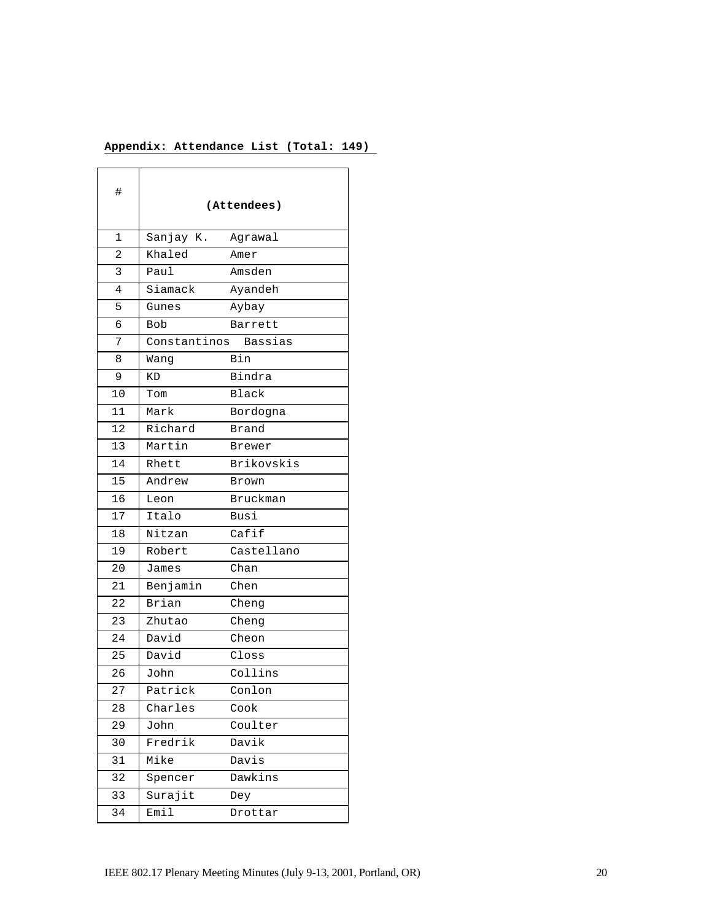**Appendix: Attendance List (Total: 149)**

| # | (Attendees) |
|---|---|
| 1 | Sanjay K. Agrawal |
| 2 | Khaled Amer |
| 3 | Paul Amsden |
| 4 | Siamack Ayandeh |
| 5 | Gunes Aybay |
| 6 | Bob Barrett |
| 7 | Constantinos Bassias |
| 8 | Wang Bin |
| 9 | KD Bindra |
| 10 | Tom Black |
| 11 | Mark Bordogna |
| 12 | Richard Brand |
| 13 | Martin Brewer |
| 14 | Rhett Brikovskis |
| 15 | Andrew Brown |
| 16 | Leon Bruckman |
| 17 | Italo Busi |
| 18 | Nitzan Cafif |
| 19 | Robert Castellano |
| 20 | James Chan |
| 21 | Benjamin Chen |
| 22 | Brian Cheng |
| 23 | Zhutao Cheng |
| 24 | David Cheon |
| 25 | David Closs |
| 26 | John Collins |
| 27 | Patrick Conlon |
| 28 | Charles Cook |
| 29 | John Coulter |
| 30 | Fredrik Davik |
| 31 | Mike Davis |
| 32 | Spencer Dawkins |
| 33 | Surajit Dey |
| 34 | Emil Drottar |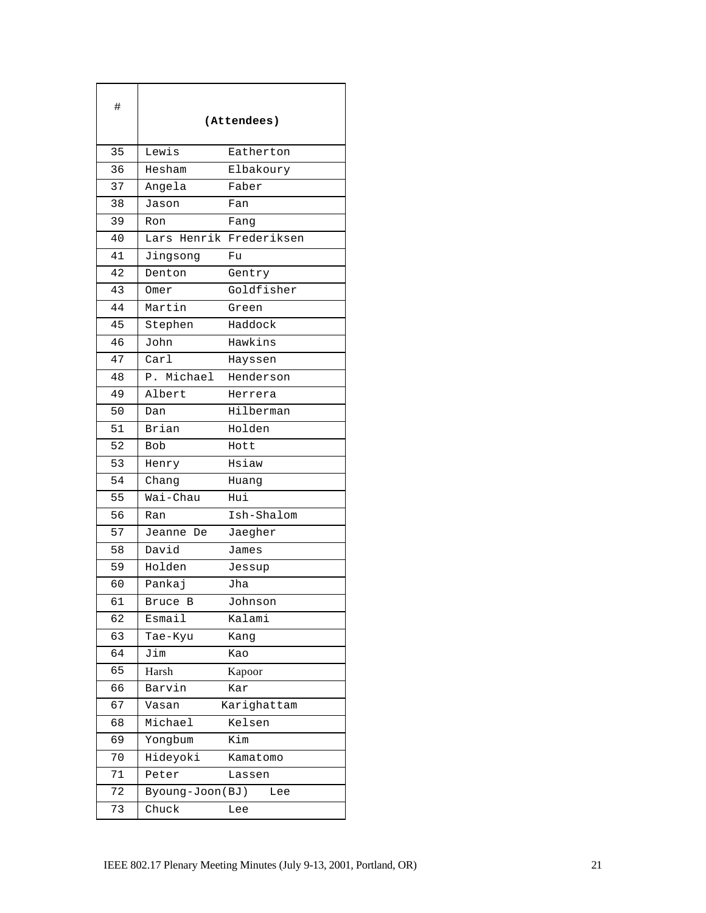| # | (Attendees) |
|---|---|
| 35 | Lewis Eatherton |
| 36 | Hesham Elbakoury |
| 37 | Angela Faber |
| 38 | Jason Fan |
| 39 | Ron Fang |
| 40 | Lars Henrik Frederiksen |
| 41 | Jingsong Fu |
| 42 | Denton Gentry |
| 43 | Omer Goldfisher |
| 44 | Martin Green |
| 45 | Stephen Haddock |
| 46 | John Hawkins |
| 47 | Carl Hayssen |
| 48 | P. Michael Henderson |
| 49 | Albert Herrera |
| 50 | Dan Hilberman |
| 51 | Brian Holden |
| 52 | Bob Hott |
| 53 | Henry Hsiaw |
| 54 | Chang Huang |
| 55 | Wai-Chau Hui |
| 56 | Ran Ish-Shalom |
| 57 | Jeanne De Jaegher |
| 58 | David James |
| 59 | Holden Jessup |
| 60 | Pankaj Jha |
| 61 | Bruce B Johnson |
| 62 | Esmail Kalami |
| 63 | Tae-Kyu Kang |
| 64 | Jim Kao |
| 65 | Harsh Kapoor |
| 66 | Barvin Kar |
| 67 | Vasan Karighattam |
| 68 | Michael Kelsen |
| 69 | Yongbum Kim |
| 70 | Hideyoki Kamatomo |
| 71 | Peter Lassen |
| 72 | Byoung-Joon(BJ) Lee |
| 73 | Chuck Lee |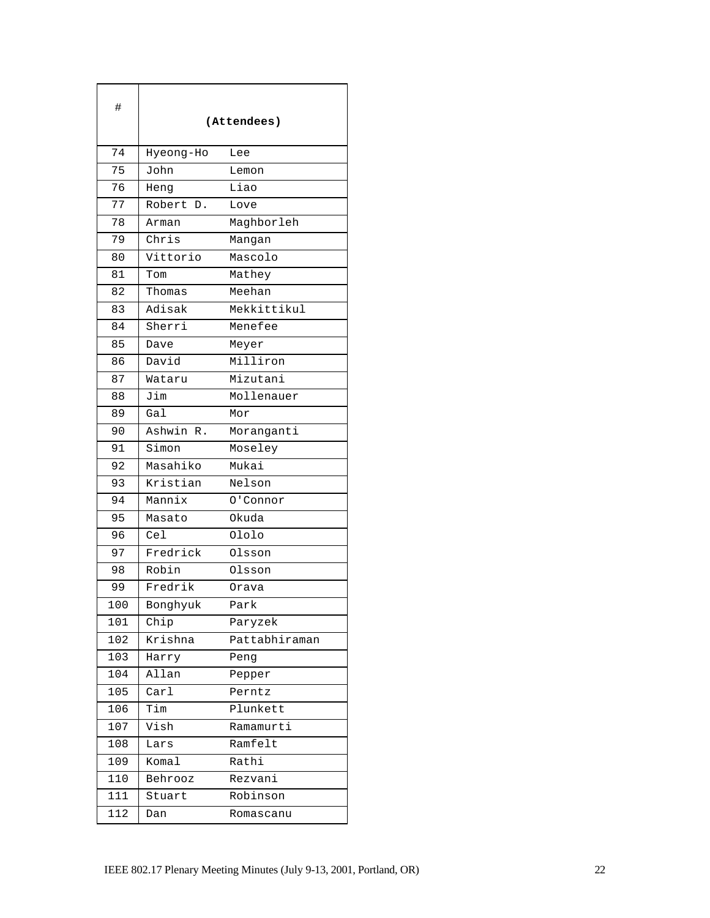| # | (Attendees) | |
|---|---|---|
| 74 | Hyeong-Ho | Lee |
| 75 | John | Lemon |
| 76 | Heng | Liao |
| 77 | Robert D. | Love |
| 78 | Arman | Maghborleh |
| 79 | Chris | Mangan |
| 80 | Vittorio | Mascolo |
| 81 | Tom | Mathey |
| 82 | Thomas | Meehan |
| 83 | Adisak | Mekkittikul |
| 84 | Sherri | Menefee |
| 85 | Dave | Meyer |
| 86 | David | Milliron |
| 87 | Wataru | Mizutani |
| 88 | Jim | Mollenauer |
| 89 | Gal | Mor |
| 90 | Ashwin R. | Moranganti |
| 91 | Simon | Moseley |
| 92 | Masahiko | Mukai |
| 93 | Kristian | Nelson |
| 94 | Mannix | O'Connor |
| 95 | Masato | Okuda |
| 96 | Cel | Ololo |
| 97 | Fredrick | Olsson |
| 98 | Robin | Olsson |
| 99 | Fredrik | Orava |
| 100 | Bonghyuk | Park |
| 101 | Chip | Paryzek |
| 102 | Krishna | Pattabhiraman |
| 103 | Harry | Peng |
| 104 | Allan | Pepper |
| 105 | Carl | Perntz |
| 106 | Tim | Plunkett |
| 107 | Vish | Ramamurti |
| 108 | Lars | Ramfelt |
| 109 | Komal | Rathi |
| 110 | Behrooz | Rezvani |
| 111 | Stuart | Robinson |
| 112 | Dan | Romascanu |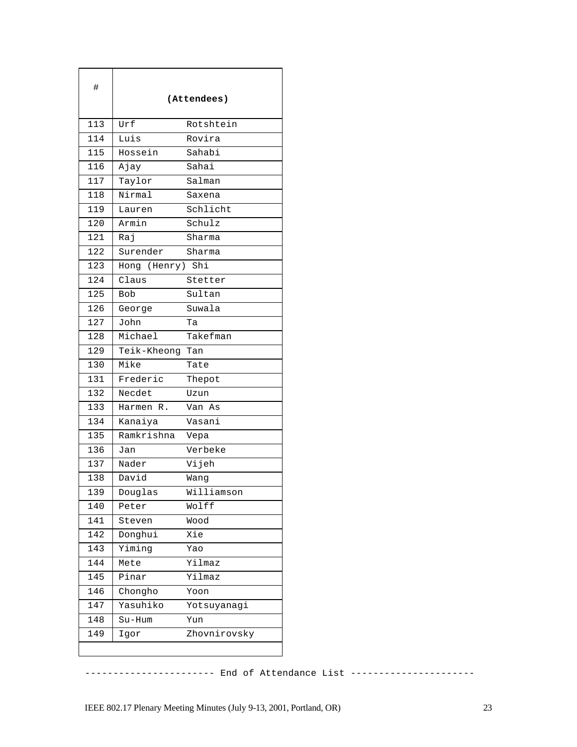| # | (Attendees) | |
|---|---|---|
| 113 | Urf | Rotshtein |
| 114 | Luis | Rovira |
| 115 | Hossein | Sahabi |
| 116 | Ajay | Sahai |
| 117 | Taylor | Salman |
| 118 | Nirmal | Saxena |
| 119 | Lauren | Schlicht |
| 120 | Armin | Schulz |
| 121 | Raj | Sharma |
| 122 | Surender | Sharma |
| 123 | Hong (Henry) | Shi |
| 124 | Claus | Stetter |
| 125 | Bob | Sultan |
| 126 | George | Suwala |
| 127 | John | Ta |
| 128 | Michael | Takefman |
| 129 | Teik-Kheong | Tan |
| 130 | Mike | Tate |
| 131 | Frederic | Thepot |
| 132 | Necdet | Uzun |
| 133 | Harmen R. | Van As |
| 134 | Kanaiya | Vasani |
| 135 | Ramkrishna | Vepa |
| 136 | Jan | Verbeke |
| 137 | Nader | Vijeh |
| 138 | David | Wang |
| 139 | Douglas | Williamson |
| 140 | Peter | Wolff |
| 141 | Steven | Wood |
| 142 | Donghui | Xie |
| 143 | Yiming | Yao |
| 144 | Mete | Yilmaz |
| 145 | Pinar | Yilmaz |
| 146 | Chongho | Yoon |
| 147 | Yasuhiko | Yotsuyanagi |
| 148 | Su-Hum | Yun |
| 149 | Igor | Zhovnirovsky |
| | | |

----------------------- End of Attendance List ----------------------